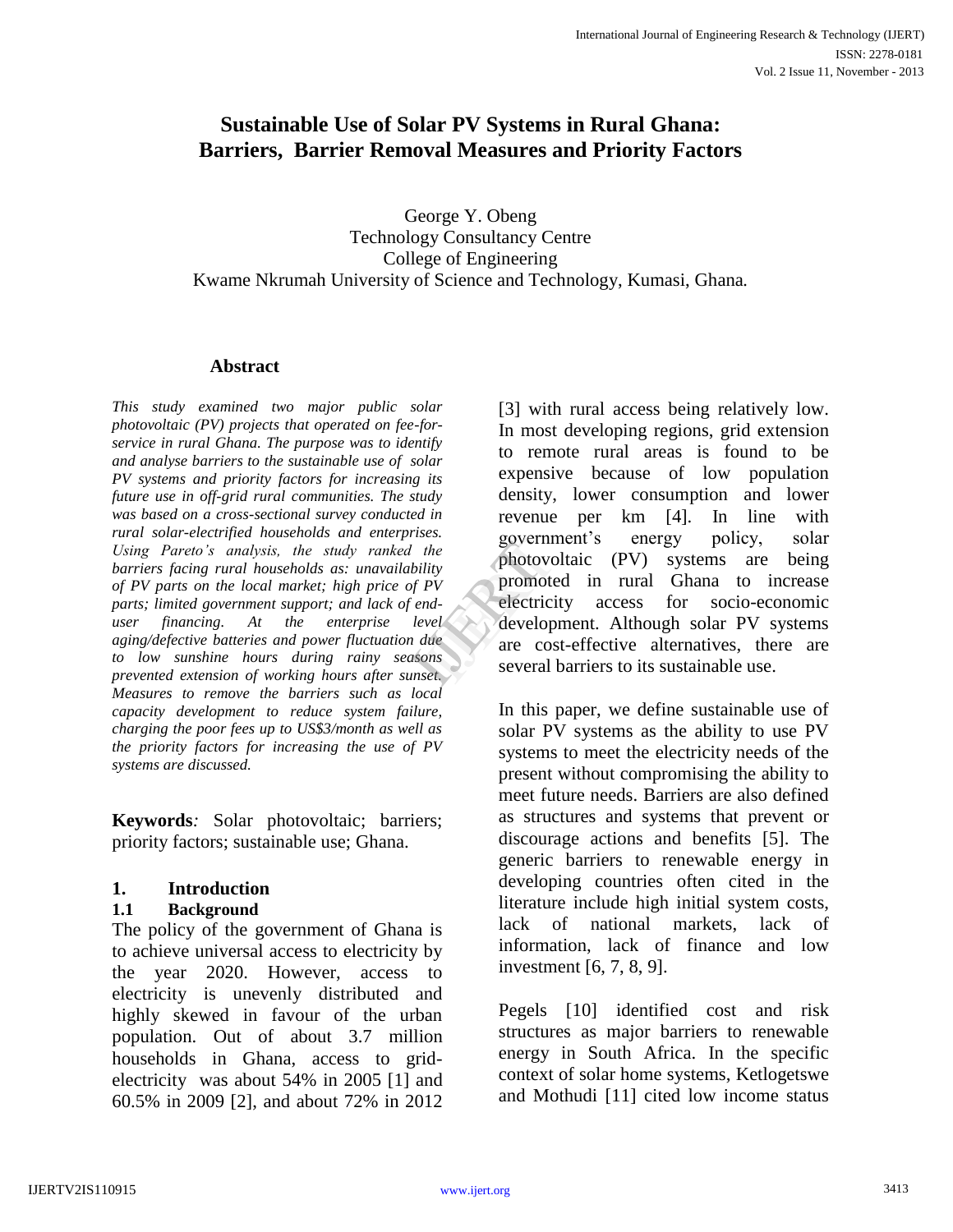# Sustainable Use of Solar PV Systems in Rural Ghana: Barriers, Barrier Removal Measures and Priority Factors

George Y. Obeng
Technology Consultancy Centre
College of Engineering
Kwame Nkrumah University of Science and Technology, Kumasi, Ghana.

## Abstract

*This study examined two major public solar photovoltaic (PV) projects that operated on fee-for-service in rural Ghana. The purpose was to identify and analyse barriers to the sustainable use of solar PV systems and priority factors for increasing its future use in off-grid rural communities. The study was based on a cross-sectional survey conducted in rural solar-electrified households and enterprises. Using Pareto's analysis, the study ranked the barriers facing rural households as: unavailability of PV parts on the local market; high price of PV parts; limited government support; and lack of end-user financing. At the enterprise level aging/defective batteries and power fluctuation due to low sunshine hours during rainy seasons prevented extension of working hours after sunset. Measures to remove the barriers such as local capacity development to reduce system failure, charging the poor fees up to US$3/month as well as the priority factors for increasing the use of PV systems are discussed.*

**Keywords***:* Solar photovoltaic; barriers; priority factors; sustainable use; Ghana.

## 1. Introduction

### 1.1 Background

The policy of the government of Ghana is to achieve universal access to electricity by the year 2020. However, access to electricity is unevenly distributed and highly skewed in favour of the urban population. Out of about 3.7 million households in Ghana, access to grid-electricity was about 54% in 2005 [1] and 60.5% in 2009 [2], and about 72% in 2012 [3] with rural access being relatively low. In most developing regions, grid extension to remote rural areas is found to be expensive because of low population density, lower consumption and lower revenue per km [4]. In line with government's energy policy, solar photovoltaic (PV) systems are being promoted in rural Ghana to increase electricity access for socio-economic development. Although solar PV systems are cost-effective alternatives, there are several barriers to its sustainable use.

In this paper, we define sustainable use of solar PV systems as the ability to use PV systems to meet the electricity needs of the present without compromising the ability to meet future needs. Barriers are also defined as structures and systems that prevent or discourage actions and benefits [5]. The generic barriers to renewable energy in developing countries often cited in the literature include high initial system costs, lack of national markets, lack of information, lack of finance and low investment [6, 7, 8, 9].

Pegels [10] identified cost and risk structures as major barriers to renewable energy in South Africa. In the specific context of solar home systems, Ketlogetswe and Mothudi [11] cited low income status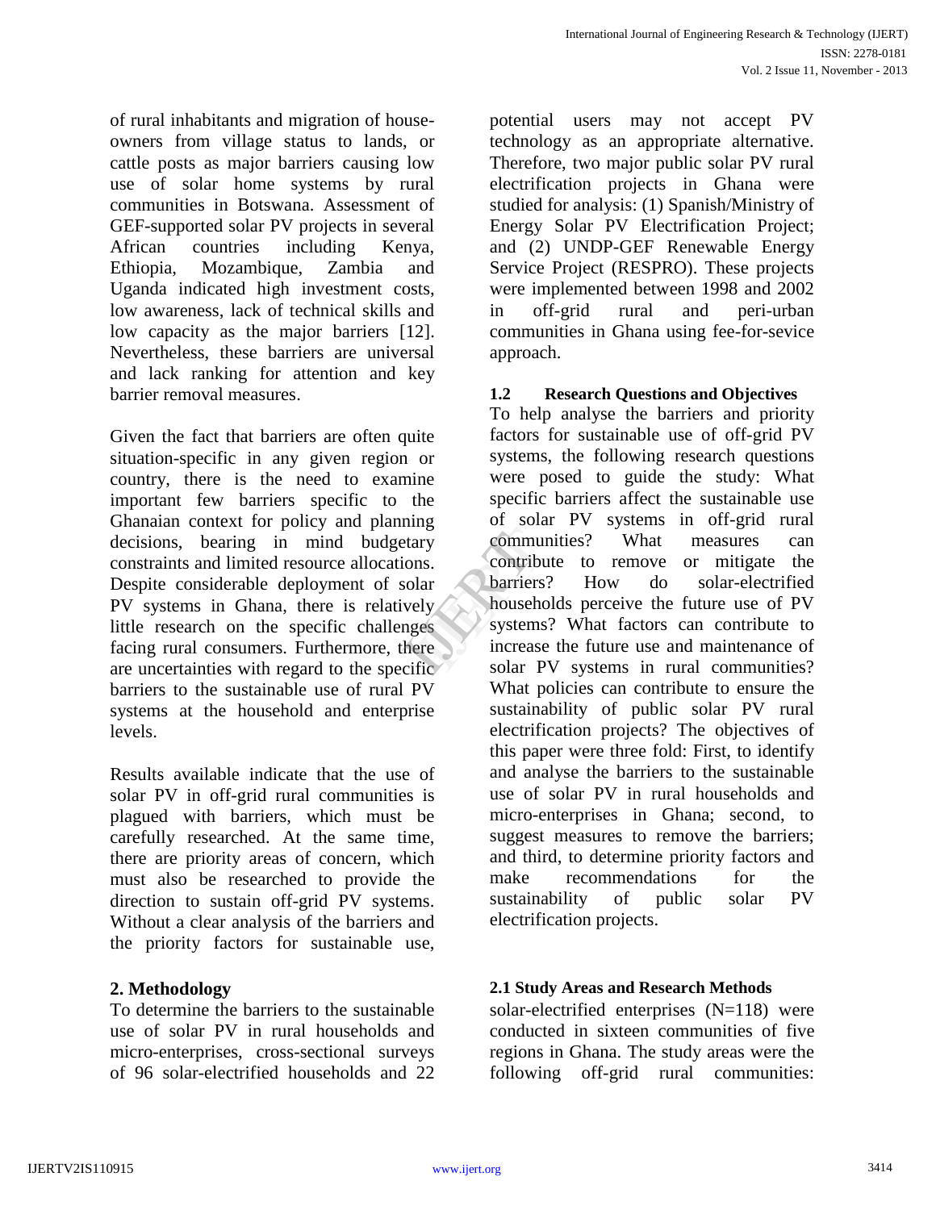of rural inhabitants and migration of house-owners from village status to lands, or cattle posts as major barriers causing low use of solar home systems by rural communities in Botswana. Assessment of GEF-supported solar PV projects in several African countries including Kenya, Ethiopia, Mozambique, Zambia and Uganda indicated high investment costs, low awareness, lack of technical skills and low capacity as the major barriers [12]. Nevertheless, these barriers are universal and lack ranking for attention and key barrier removal measures.

Given the fact that barriers are often quite situation-specific in any given region or country, there is the need to examine important few barriers specific to the Ghanaian context for policy and planning decisions, bearing in mind budgetary constraints and limited resource allocations. Despite considerable deployment of solar PV systems in Ghana, there is relatively little research on the specific challenges facing rural consumers. Furthermore, there are uncertainties with regard to the specific barriers to the sustainable use of rural PV systems at the household and enterprise levels.

Results available indicate that the use of solar PV in off-grid rural communities is plagued with barriers, which must be carefully researched. At the same time, there are priority areas of concern, which must also be researched to provide the direction to sustain off-grid PV systems. Without a clear analysis of the barriers and the priority factors for sustainable use, potential users may not accept PV technology as an appropriate alternative. Therefore, two major public solar PV rural electrification projects in Ghana were studied for analysis: (1) Spanish/Ministry of Energy Solar PV Electrification Project; and (2) UNDP-GEF Renewable Energy Service Project (RESPRO). These projects were implemented between 1998 and 2002 in off-grid rural and peri-urban communities in Ghana using fee-for-sevice approach.

### 1.2 Research Questions and Objectives

To help analyse the barriers and priority factors for sustainable use of off-grid PV systems, the following research questions were posed to guide the study: What specific barriers affect the sustainable use of solar PV systems in off-grid rural communities? What measures can contribute to remove or mitigate the barriers? How do solar-electrified households perceive the future use of PV systems? What factors can contribute to increase the future use and maintenance of solar PV systems in rural communities? What policies can contribute to ensure the sustainability of public solar PV rural electrification projects? The objectives of this paper were three fold: First, to identify and analyse the barriers to the sustainable use of solar PV in rural households and micro-enterprises in Ghana; second, to suggest measures to remove the barriers; and third, to determine priority factors and make recommendations for the sustainability of public solar PV electrification projects.

## 2. Methodology

### 2.1 Study Areas and Research Methods

To determine the barriers to the sustainable use of solar PV in rural households and micro-enterprises, cross-sectional surveys of 96 solar-electrified households and 22 solar-electrified enterprises (N=118) were conducted in sixteen communities of five regions in Ghana. The study areas were the following off-grid rural communities: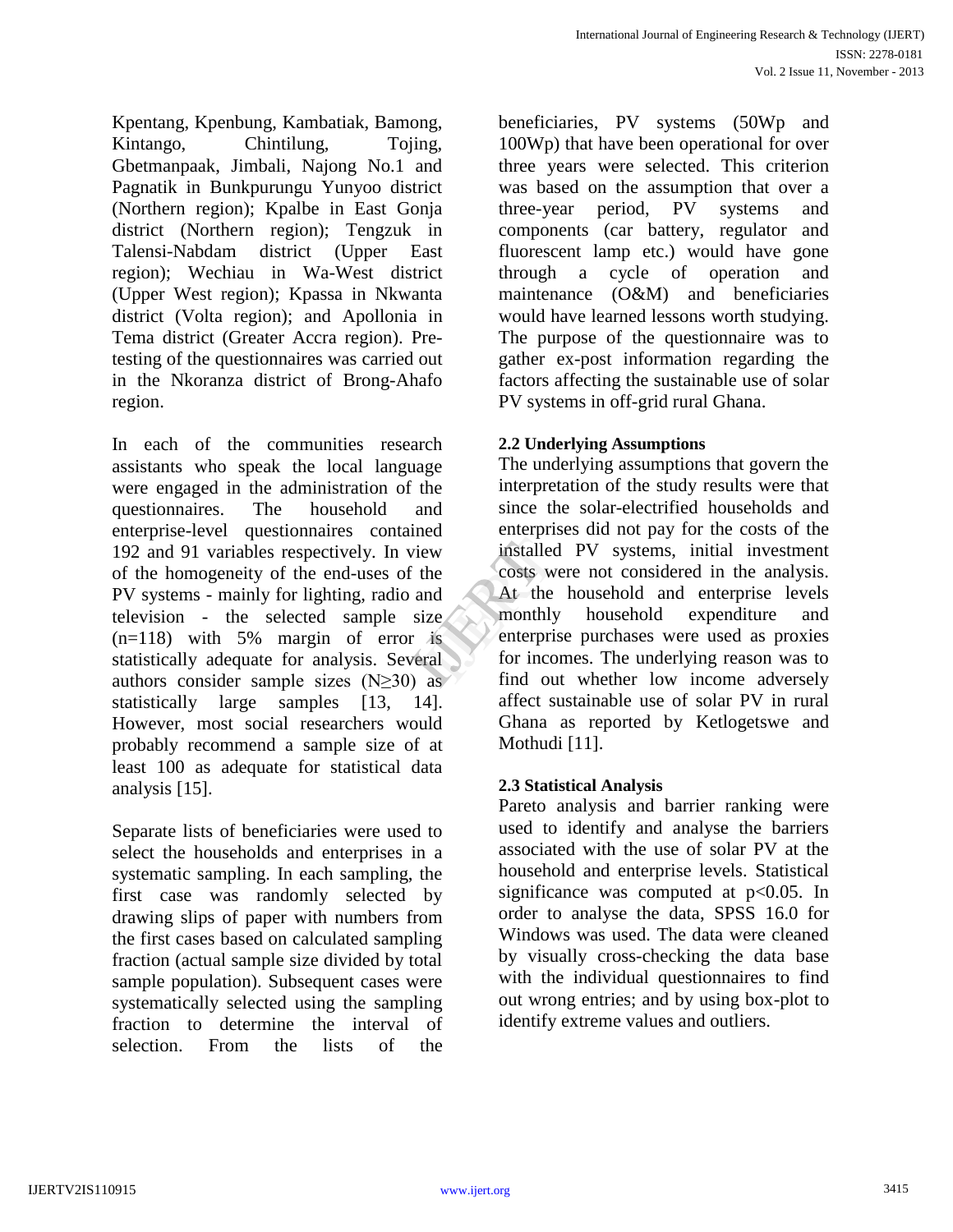Kpentang, Kpenbung, Kambatiak, Bamong, Kintango, Chintilung, Tojing, Gbetmanpaak, Jimbali, Najong No.1 and Pagnatik in Bunkpurungu Yunyoo district (Northern region); Kpalbe in East Gonja district (Northern region); Tengzuk in Talensi-Nabdam district (Upper East region); Wechiau in Wa-West district (Upper West region); Kpassa in Nkwanta district (Volta region); and Apollonia in Tema district (Greater Accra region). Pre-testing of the questionnaires was carried out in the Nkoranza district of Brong-Ahafo region.

In each of the communities research assistants who speak the local language were engaged in the administration of the questionnaires. The household and enterprise-level questionnaires contained 192 and 91 variables respectively. In view of the homogeneity of the end-uses of the PV systems - mainly for lighting, radio and television - the selected sample size (n=118) with 5% margin of error is statistically adequate for analysis. Several authors consider sample sizes ($N \geq 30$) as statistically large samples [13, 14]. However, most social researchers would probably recommend a sample size of at least 100 as adequate for statistical data analysis [15].

Separate lists of beneficiaries were used to select the households and enterprises in a systematic sampling. In each sampling, the first case was randomly selected by drawing slips of paper with numbers from the first cases based on calculated sampling fraction (actual sample size divided by total sample population). Subsequent cases were systematically selected using the sampling fraction to determine the interval of selection. From the lists of the beneficiaries, PV systems (50Wp and 100Wp) that have been operational for over three years were selected. This criterion was based on the assumption that over a three-year period, PV systems and components (car battery, regulator and fluorescent lamp etc.) would have gone through a cycle of operation and maintenance (O&M) and beneficiaries would have learned lessons worth studying. The purpose of the questionnaire was to gather ex-post information regarding the factors affecting the sustainable use of solar PV systems in off-grid rural Ghana.

### 2.2 Underlying Assumptions

The underlying assumptions that govern the interpretation of the study results were that since the solar-electrified households and enterprises did not pay for the costs of the installed PV systems, initial investment costs were not considered in the analysis. At the household and enterprise levels monthly household expenditure and enterprise purchases were used as proxies for incomes. The underlying reason was to find out whether low income adversely affect sustainable use of solar PV in rural Ghana as reported by Ketlogetswe and Mothudi [11].

### 2.3 Statistical Analysis

Pareto analysis and barrier ranking were used to identify and analyse the barriers associated with the use of solar PV at the household and enterprise levels. Statistical significance was computed at $p<0.05$. In order to analyse the data, SPSS 16.0 for Windows was used. The data were cleaned by visually cross-checking the data base with the individual questionnaires to find out wrong entries; and by using box-plot to identify extreme values and outliers.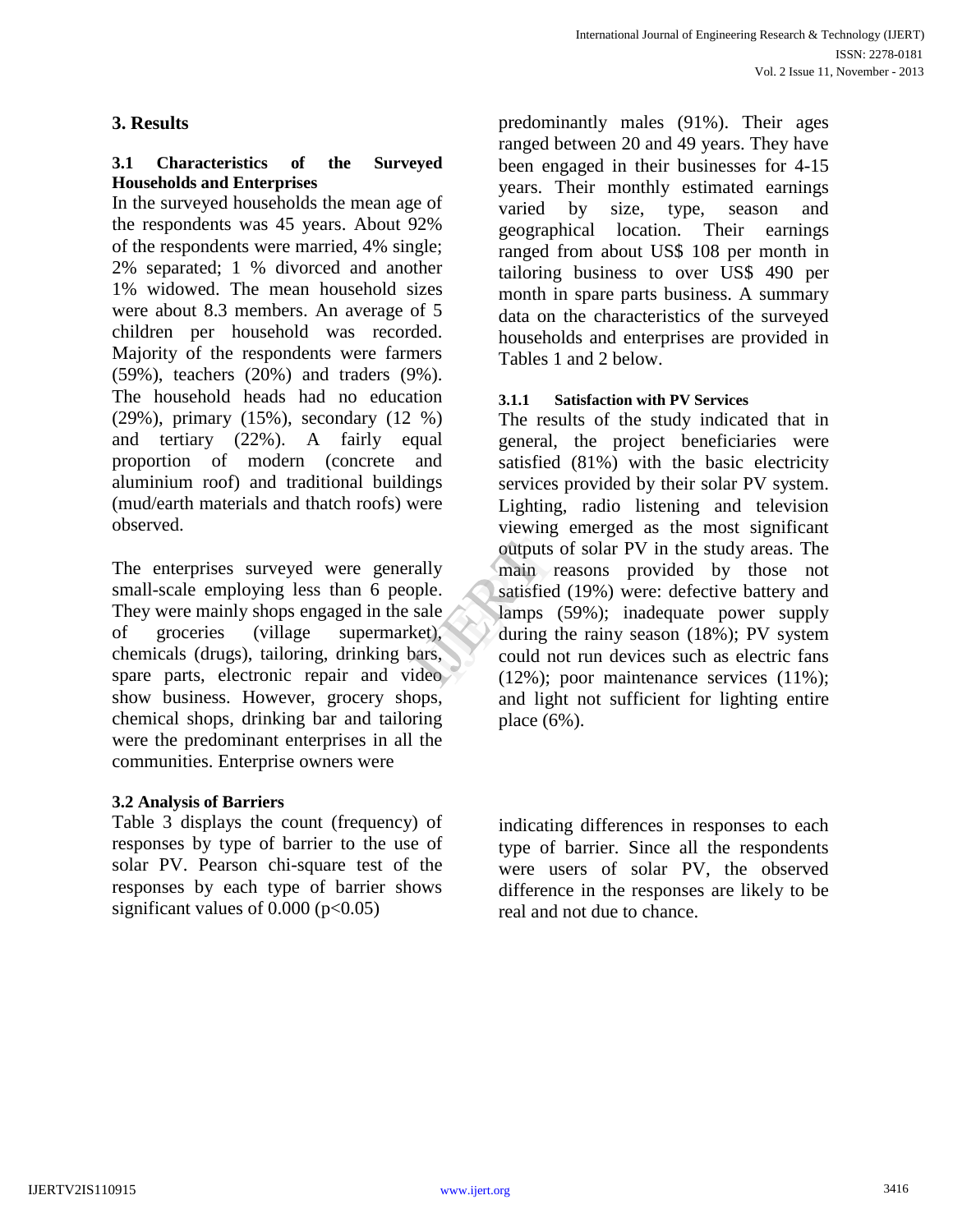## 3. Results

### 3.1 Characteristics of the Surveyed Households and Enterprises

In the surveyed households the mean age of the respondents was 45 years. About 92% of the respondents were married, 4% single; 2% separated; 1 % divorced and another 1% widowed. The mean household sizes were about 8.3 members. An average of 5 children per household was recorded. Majority of the respondents were farmers (59%), teachers (20%) and traders (9%). The household heads had no education (29%), primary (15%), secondary (12 %) and tertiary (22%). A fairly equal proportion of modern (concrete and aluminium roof) and traditional buildings (mud/earth materials and thatch roofs) were observed.

The enterprises surveyed were generally small-scale employing less than 6 people. They were mainly shops engaged in the sale of groceries (village supermarket), chemicals (drugs), tailoring, drinking bars, spare parts, electronic repair and video show business. However, grocery shops, chemical shops, drinking bar and tailoring were the predominant enterprises in all the communities. Enterprise owners were predominantly males (91%). Their ages ranged between 20 and 49 years. They have been engaged in their businesses for 4-15 years. Their monthly estimated earnings varied by size, type, season and geographical location. Their earnings ranged from about US$ 108 per month in tailoring business to over US$ 490 per month in spare parts business. A summary data on the characteristics of the surveyed households and enterprises are provided in Tables 1 and 2 below.

#### 3.1.1 Satisfaction with PV Services

The results of the study indicated that in general, the project beneficiaries were satisfied (81%) with the basic electricity services provided by their solar PV system. Lighting, radio listening and television viewing emerged as the most significant outputs of solar PV in the study areas. The main reasons provided by those not satisfied (19%) were: defective battery and lamps (59%); inadequate power supply during the rainy season (18%); PV system could not run devices such as electric fans (12%); poor maintenance services (11%); and light not sufficient for lighting entire place (6%).

### 3.2 Analysis of Barriers

Table 3 displays the count (frequency) of responses by type of barrier to the use of solar PV. Pearson chi-square test of the responses by each type of barrier shows significant values of 0.000 ($p<0.05$) indicating differences in responses to each type of barrier. Since all the respondents were users of solar PV, the observed difference in the responses are likely to be real and not due to chance.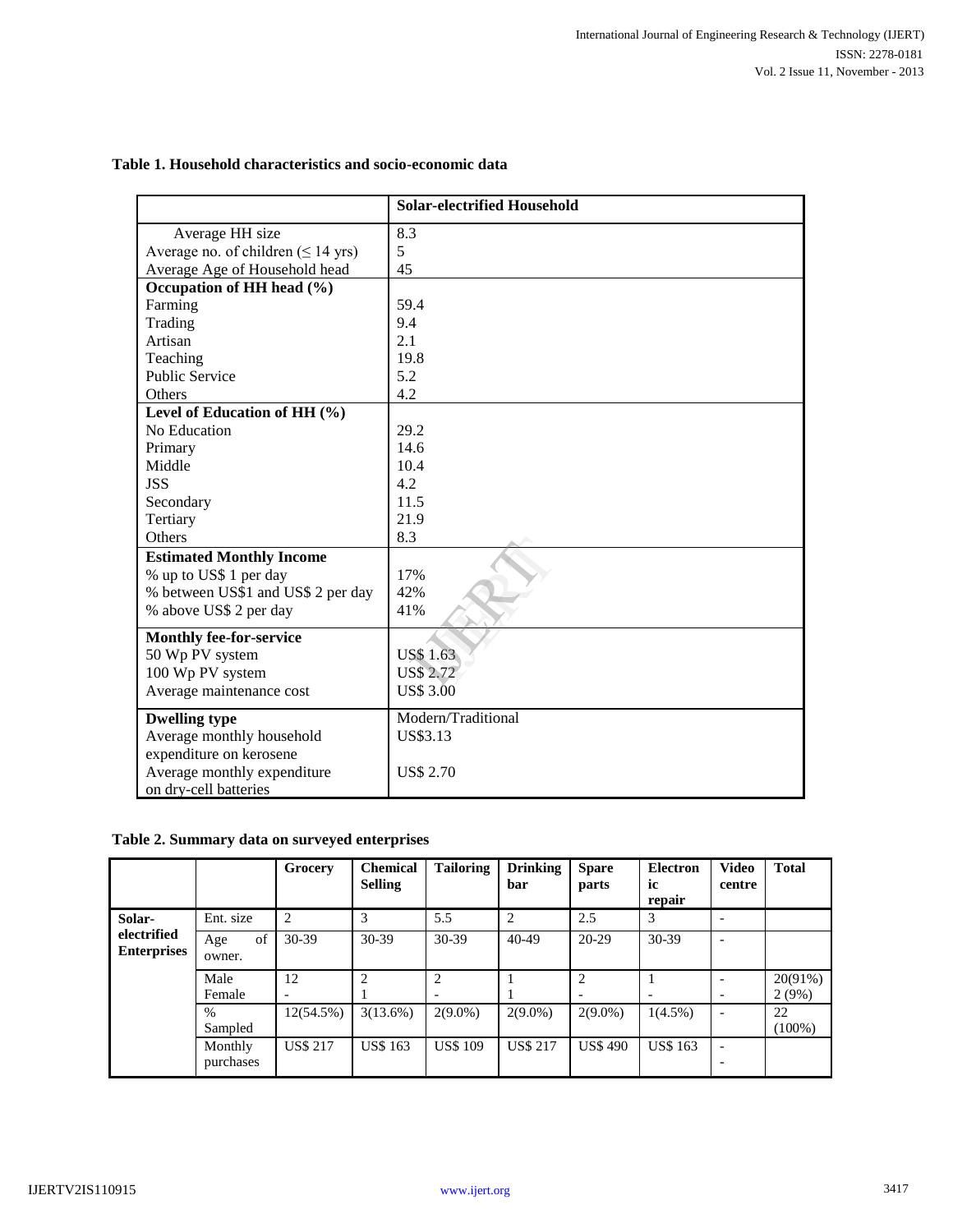**Table 1. Household characteristics and socio-economic data**

| | Solar-electrified Household |
|---|---|
| Average HH size | 8.3 |
| Average no. of children (≤ 14 yrs) | 5 |
| Average Age of Household head | 45 |
| **Occupation of HH head (%)** | |
| Farming | 59.4 |
| Trading | 9.4 |
| Artisan | 2.1 |
| Teaching | 19.8 |
| Public Service | 5.2 |
| Others | 4.2 |
| **Level of Education of HH (%)** | |
| No Education | 29.2 |
| Primary | 14.6 |
| Middle | 10.4 |
| JSS | 4.2 |
| Secondary | 11.5 |
| Tertiary | 21.9 |
| Others | 8.3 |
| **Estimated Monthly Income** | |
| % up to US$ 1 per day | 17% |
| % between US$1 and US$ 2 per day | 42% |
| % above US$ 2 per day | 41% |
| **Monthly fee-for-service** | |
| 50 Wp PV system | US$ 1.63 |
| 100 Wp PV system | US$ 2.72 |
| Average maintenance cost | US$ 3.00 |
| **Dwelling type** | Modern/Traditional |
| Average monthly household expenditure on kerosene | US$3.13 |
| Average monthly expenditure on dry-cell batteries | US$ 2.70 |

**Table 2. Summary data on surveyed enterprises**

| | | Grocery | Chemical Selling | Tailoring | Drinking bar | Spare parts | Electronic repair | Video centre | Total |
|---|---|---|---|---|---|---|---|---|---|
| **Solar-electrified Enterprises** | Ent. size | 2 | 3 | 5.5 | 2 | 2.5 | 3 | - | |
| | Age of owner. | 30-39 | 30-39 | 30-39 | 40-49 | 20-29 | 30-39 | - | |
| | Male<br>Female | 12<br>- | 2<br>1 | 2<br>- | 1<br>1 | 2<br>- | 1<br>- | -<br>- | 20(91%)<br>2 (9%) |
| | % Sampled | 12(54.5%) | 3(13.6%) | 2(9.0%) | 2(9.0%) | 2(9.0%) | 1(4.5%) | - | 22 (100%) |
| | Monthly purchases | US$ 217 | US$ 163 | US$ 109 | US$ 217 | US$ 490 | US$ 163 | -<br>- | |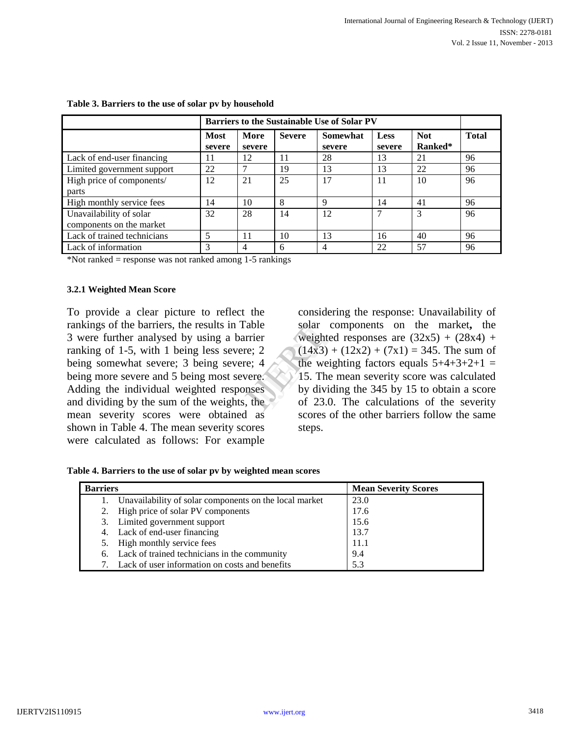**Table 3. Barriers to the use of solar pv by household**

| | Barriers to the Sustainable Use of Solar PV | | | | | | |
|---|---|---|---|---|---|---|---|
| | **Most severe** | **More severe** | **Severe** | **Somewhat severe** | **Less severe** | **Not Ranked*** | **Total** |
| Lack of end-user financing | 11 | 12 | 11 | 28 | 13 | 21 | 96 |
| Limited government support | 22 | 7 | 19 | 13 | 13 | 22 | 96 |
| High price of components/ parts | 12 | 21 | 25 | 17 | 11 | 10 | 96 |
| High monthly service fees | 14 | 10 | 8 | 9 | 14 | 41 | 96 |
| Unavailability of solar components on the market | 32 | 28 | 14 | 12 | 7 | 3 | 96 |
| Lack of trained technicians | 5 | 11 | 10 | 13 | 16 | 40 | 96 |
| Lack of information | 3 | 4 | 6 | 4 | 22 | 57 | 96 |

*Not ranked = response was not ranked among 1-5 rankings

#### 3.2.1 Weighted Mean Score

To provide a clear picture to reflect the rankings of the barriers, the results in Table 3 were further analysed by using a barrier ranking of 1-5, with 1 being less severe; 2 being somewhat severe; 3 being severe; 4 being more severe and 5 being most severe. Adding the individual weighted responses and dividing by the sum of the weights, the mean severity scores were obtained as shown in Table 4. The mean severity scores were calculated as follows: For example considering the response: Unavailability of solar components on the market**,** the weighted responses are $(32x5) + (28x4) + (14x3) + (12x2) + (7x1) = 345$. The sum of the weighting factors equals $5+4+3+2+1 = 15$. The mean severity score was calculated by dividing the 345 by 15 to obtain a score of 23.0. The calculations of the severity scores of the other barriers follow the same steps.

**Table 4. Barriers to the use of solar pv by weighted mean scores**

| Barriers | Mean Severity Scores |
|---|---|
| 1. Unavailability of solar components on the local market | 23.0 |
| 2. High price of solar PV components | 17.6 |
| 3. Limited government support | 15.6 |
| 4. Lack of end-user financing | 13.7 |
| 5. High monthly service fees | 11.1 |
| 6. Lack of trained technicians in the community | 9.4 |
| 7. Lack of user information on costs and benefits | 5.3 |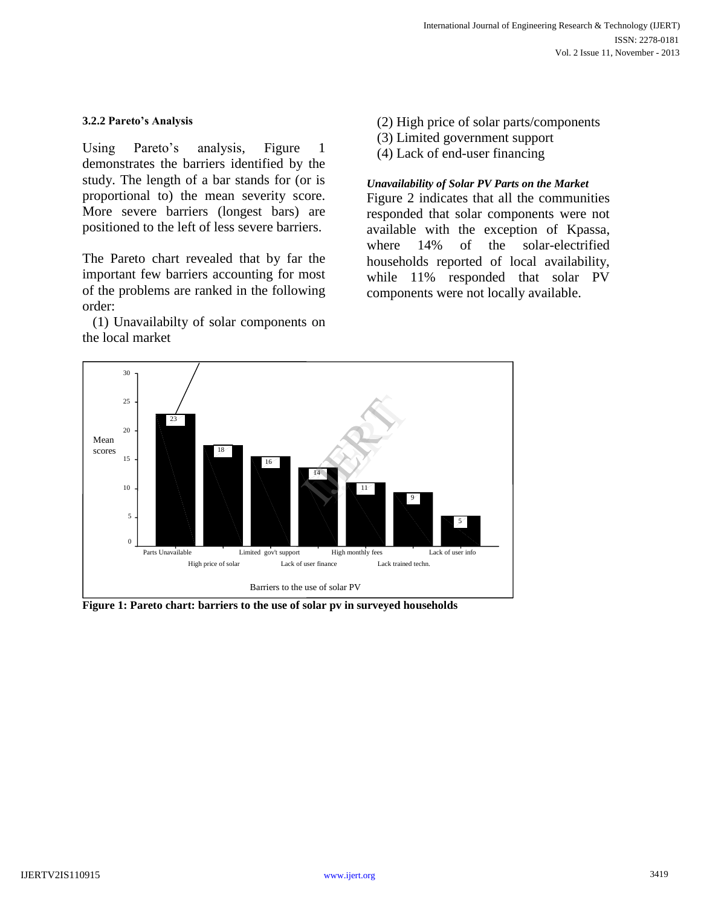#### 3.2.2 Pareto's Analysis

Using Pareto's analysis, Figure 1 demonstrates the barriers identified by the study. The length of a bar stands for (or is proportional to) the mean severity score. More severe barriers (longest bars) are positioned to the left of less severe barriers.

The Pareto chart revealed that by far the important few barriers accounting for most of the problems are ranked in the following order:

(1) Unavailabilty of solar components on the local market
(2) High price of solar parts/components
(3) Limited government support
(4) Lack of end-user financing

***Unavailability of Solar PV Parts on the Market***

Figure 2 indicates that all the communities responded that solar components were not available with the exception of Kpassa, where 14% of the solar-electrified households reported of local availability, while 11% responded that solar PV components were not locally available.

| Barriers to the use of solar PV | Mean scores |
|---|---|
| Parts Unavailable | 23 |
| High price of solar | 18 |
| Limited gov't support | 16 |
| Lack of user finance | 14 |
| High monthly fees | 11 |
| Lack trained techn. | 9 |
| Lack of user info | 5 |

**Figure 1: Pareto chart: barriers to the use of solar pv in surveyed households**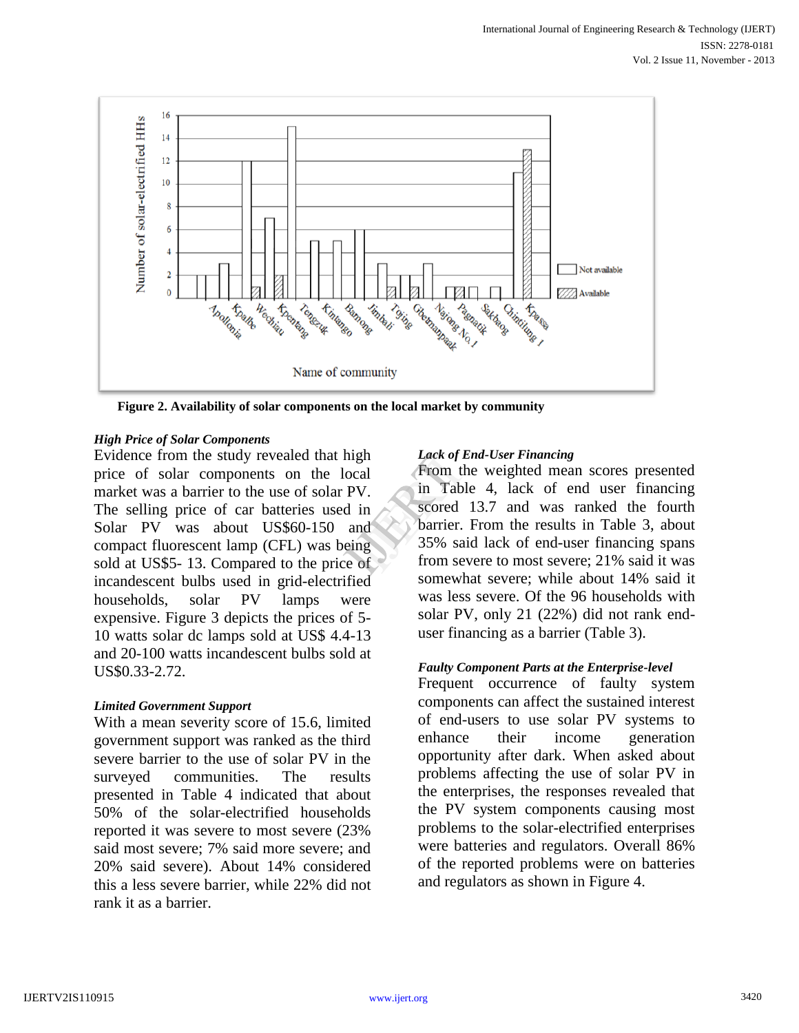Figure 2. **Availability of solar components on the local market by community**

***High Price of Solar Components***

Evidence from the study revealed that high price of solar components on the local market was a barrier to the use of solar PV. The selling price of car batteries used in Solar PV was about US$60-150 and compact fluorescent lamp (CFL) was being sold at US$5- 13. Compared to the price of incandescent bulbs used in grid-electrified households, solar PV lamps were expensive. Figure 3 depicts the prices of 5-10 watts solar dc lamps sold at US$ 4.4-13 and 20-100 watts incandescent bulbs sold at US$0.33-2.72.

***Limited Government Support***

With a mean severity score of 15.6, limited government support was ranked as the third severe barrier to the use of solar PV in the surveyed communities. The results presented in Table 4 indicated that about 50% of the solar-electrified households reported it was severe to most severe (23% said most severe; 7% said more severe; and 20% said severe). About 14% considered this a less severe barrier, while 22% did not rank it as a barrier.

***Lack of End-User Financing***

From the weighted mean scores presented in Table 4, lack of end user financing scored 13.7 and was ranked the fourth barrier. From the results in Table 3, about 35% said lack of end-user financing spans from severe to most severe; 21% said it was somewhat severe; while about 14% said it was less severe. Of the 96 households with solar PV, only 21 (22%) did not rank end-user financing as a barrier (Table 3).

***Faulty Component Parts at the Enterprise-level***

Frequent occurrence of faulty system components can affect the sustained interest of end-users to use solar PV systems to enhance their income generation opportunity after dark. When asked about problems affecting the use of solar PV in the enterprises, the responses revealed that the PV system components causing most problems to the solar-electrified enterprises were batteries and regulators. Overall 86% of the reported problems were on batteries and regulators as shown in Figure 4.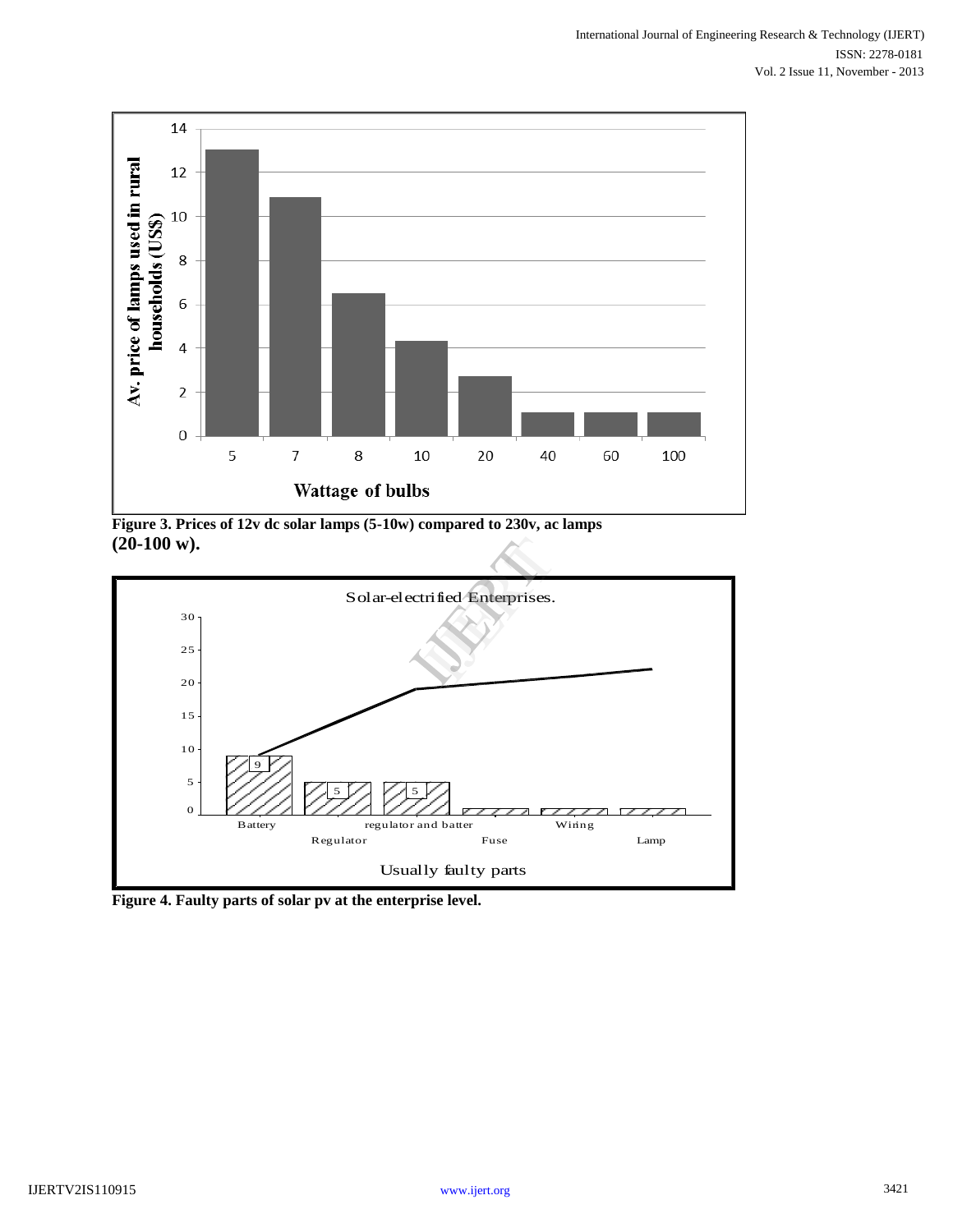Figure 3. Prices of 12v dc solar lamps (5-10w) compared to 230v, ac lamps (20-100 w).

Figure 4. Faulty parts of solar pv at the enterprise level.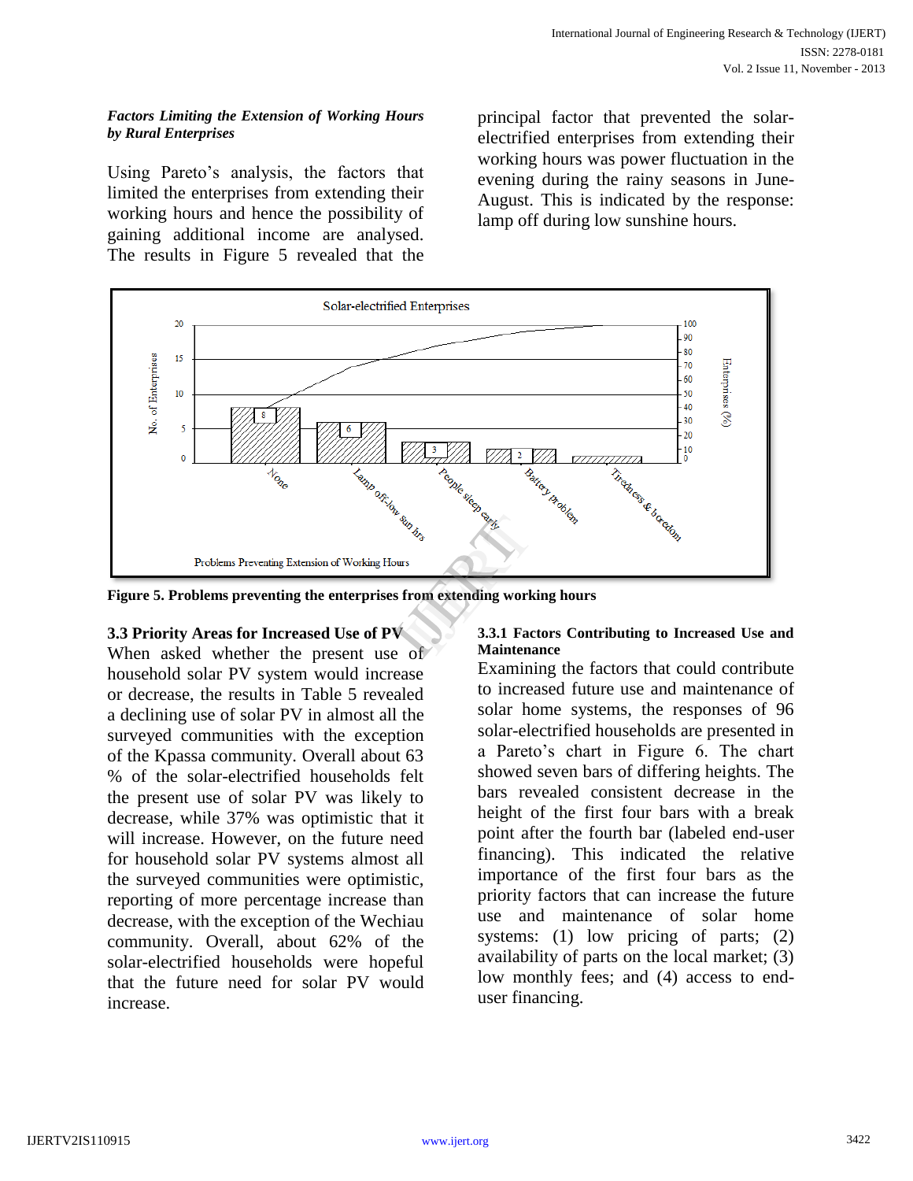*Factors Limiting the Extension of Working Hours by Rural Enterprises*

Using Pareto's analysis, the factors that limited the enterprises from extending their working hours and hence the possibility of gaining additional income are analysed. The results in Figure 5 revealed that the principal factor that prevented the solar-electrified enterprises from extending their working hours was power fluctuation in the evening during the rainy seasons in June-August. This is indicated by the response: lamp off during low sunshine hours.

**Figure 5. Problems preventing the enterprises from extending working hours**

### 3.3 Priority Areas for Increased Use of PV

When asked whether the present use of household solar PV system would increase or decrease, the results in Table 5 revealed a declining use of solar PV in almost all the surveyed communities with the exception of the Kpassa community. Overall about 63 % of the solar-electrified households felt the present use of solar PV was likely to decrease, while 37% was optimistic that it will increase. However, on the future need for household solar PV systems almost all the surveyed communities were optimistic, reporting of more percentage increase than decrease, with the exception of the Wechiau community. Overall, about 62% of the solar-electrified households were hopeful that the future need for solar PV would increase.

#### 3.3.1 Factors Contributing to Increased Use and Maintenance

Examining the factors that could contribute to increased future use and maintenance of solar home systems, the responses of 96 solar-electrified households are presented in a Pareto's chart in Figure 6. The chart showed seven bars of differing heights. The bars revealed consistent decrease in the height of the first four bars with a break point after the fourth bar (labeled end-user financing). This indicated the relative importance of the first four bars as the priority factors that can increase the future use and maintenance of solar home systems: (1) low pricing of parts; (2) availability of parts on the local market; (3) low monthly fees; and (4) access to end-user financing.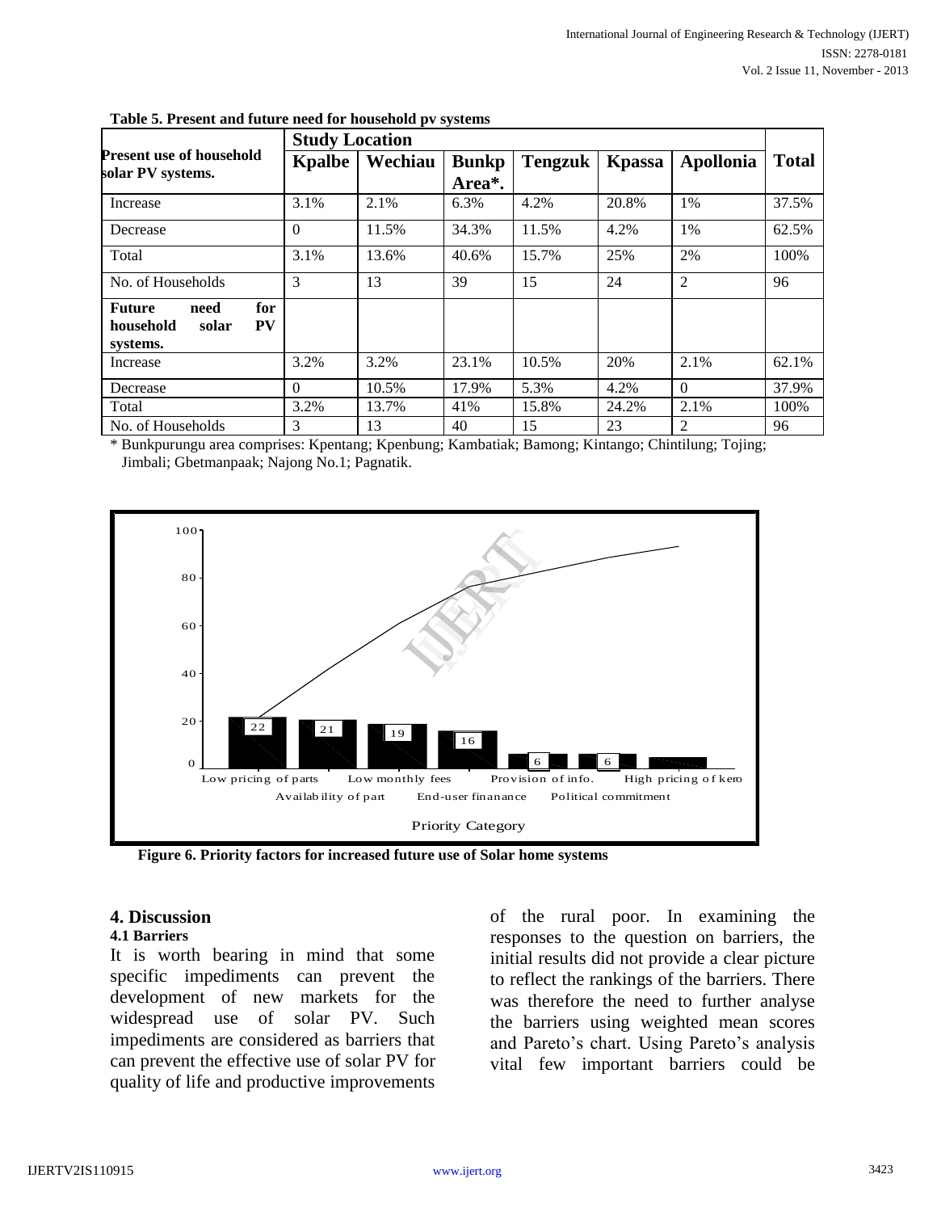**Table 5. Present and future need for household pv systems**

| Present use of household solar PV systems. | Study Location | | | | | | Total |
|---|---|---|---|---|---|---|---|
| | Kpalbe | Wechiau | Bunkp Area*. | Tengzuk | Kpassa | Apollonia | |
| Increase | 3.1% | 2.1% | 6.3% | 4.2% | 20.8% | 1% | 37.5% |
| Decrease | 0 | 11.5% | 34.3% | 11.5% | 4.2% | 1% | 62.5% |
| Total | 3.1% | 13.6% | 40.6% | 15.7% | 25% | 2% | 100% |
| No. of Households | 3 | 13 | 39 | 15 | 24 | 2 | 96 |
| **Future need for household solar PV systems.** | | | | | | | |
| Increase | 3.2% | 3.2% | 23.1% | 10.5% | 20% | 2.1% | 62.1% |
| Decrease | 0 | 10.5% | 17.9% | 5.3% | 4.2% | 0 | 37.9% |
| Total | 3.2% | 13.7% | 41% | 15.8% | 24.2% | 2.1% | 100% |
| No. of Households | 3 | 13 | 40 | 15 | 23 | 2 | 96 |

\* Bunkpurungu area comprises: Kpentang; Kpenbung; Kambatiak; Bamong; Kintango; Chintilung; Tojing; Jimbali; Gbetmanpaak; Najong No.1; Pagnatik.

**Figure 6. Priority factors for increased future use of Solar home systems**

## 4. Discussion

### 4.1 Barriers

It is worth bearing in mind that some specific impediments can prevent the development of new markets for the widespread use of solar PV. Such impediments are considered as barriers that can prevent the effective use of solar PV for quality of life and productive improvements of the rural poor. In examining the responses to the question on barriers, the initial results did not provide a clear picture to reflect the rankings of the barriers. There was therefore the need to further analyse the barriers using weighted mean scores and Pareto's chart. Using Pareto's analysis vital few important barriers could be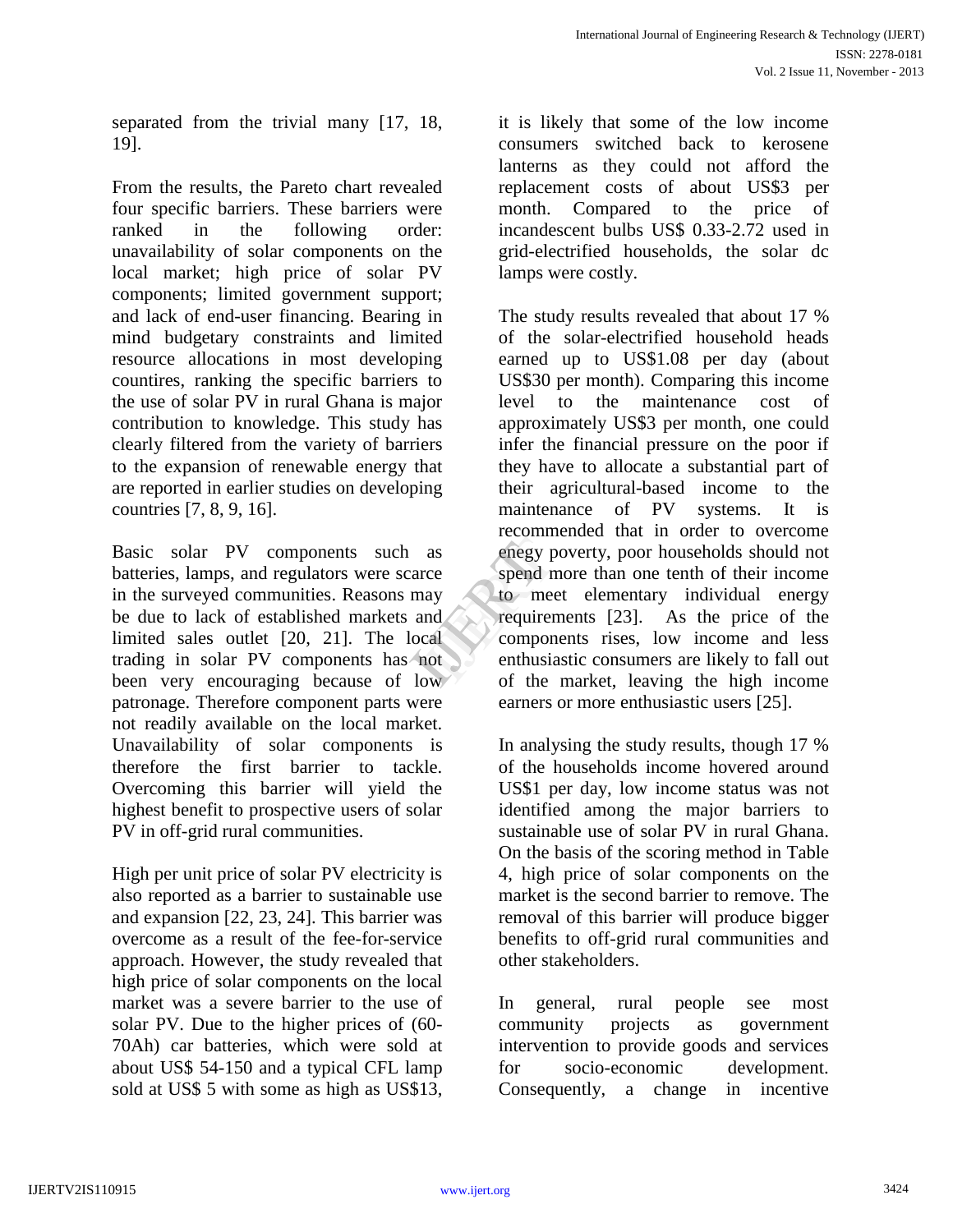separated from the trivial many [17, 18, 19].

From the results, the Pareto chart revealed four specific barriers. These barriers were ranked in the following order: unavailability of solar components on the local market; high price of solar PV components; limited government support; and lack of end-user financing. Bearing in mind budgetary constraints and limited resource allocations in most developing countires, ranking the specific barriers to the use of solar PV in rural Ghana is major contribution to knowledge. This study has clearly filtered from the variety of barriers to the expansion of renewable energy that are reported in earlier studies on developing countries [7, 8, 9, 16].

Basic solar PV components such as batteries, lamps, and regulators were scarce in the surveyed communities. Reasons may be due to lack of established markets and limited sales outlet [20, 21]. The local trading in solar PV components has not been very encouraging because of low patronage. Therefore component parts were not readily available on the local market. Unavailability of solar components is therefore the first barrier to tackle. Overcoming this barrier will yield the highest benefit to prospective users of solar PV in off-grid rural communities.

High per unit price of solar PV electricity is also reported as a barrier to sustainable use and expansion [22, 23, 24]. This barrier was overcome as a result of the fee-for-service approach. However, the study revealed that high price of solar components on the local market was a severe barrier to the use of solar PV. Due to the higher prices of (60-70Ah) car batteries, which were sold at about US$ 54-150 and a typical CFL lamp sold at US$ 5 with some as high as US$13, it is likely that some of the low income consumers switched back to kerosene lanterns as they could not afford the replacement costs of about US$3 per month. Compared to the price of incandescent bulbs US$ 0.33-2.72 used in grid-electrified households, the solar dc lamps were costly.

The study results revealed that about 17 % of the solar-electrified household heads earned up to US$1.08 per day (about US$30 per month). Comparing this income level to the maintenance cost of approximately US$3 per month, one could infer the financial pressure on the poor if they have to allocate a substantial part of their agricultural-based income to the maintenance of PV systems. It is recommended that in order to overcome enegy poverty, poor households should not spend more than one tenth of their income to meet elementary individual energy requirements [23]. As the price of the components rises, low income and less enthusiastic consumers are likely to fall out of the market, leaving the high income earners or more enthusiastic users [25].

In analysing the study results, though 17 % of the households income hovered around US$1 per day, low income status was not identified among the major barriers to sustainable use of solar PV in rural Ghana. On the basis of the scoring method in Table 4, high price of solar components on the market is the second barrier to remove. The removal of this barrier will produce bigger benefits to off-grid rural communities and other stakeholders.

In general, rural people see most community projects as government intervention to provide goods and services for socio-economic development. Consequently, a change in incentive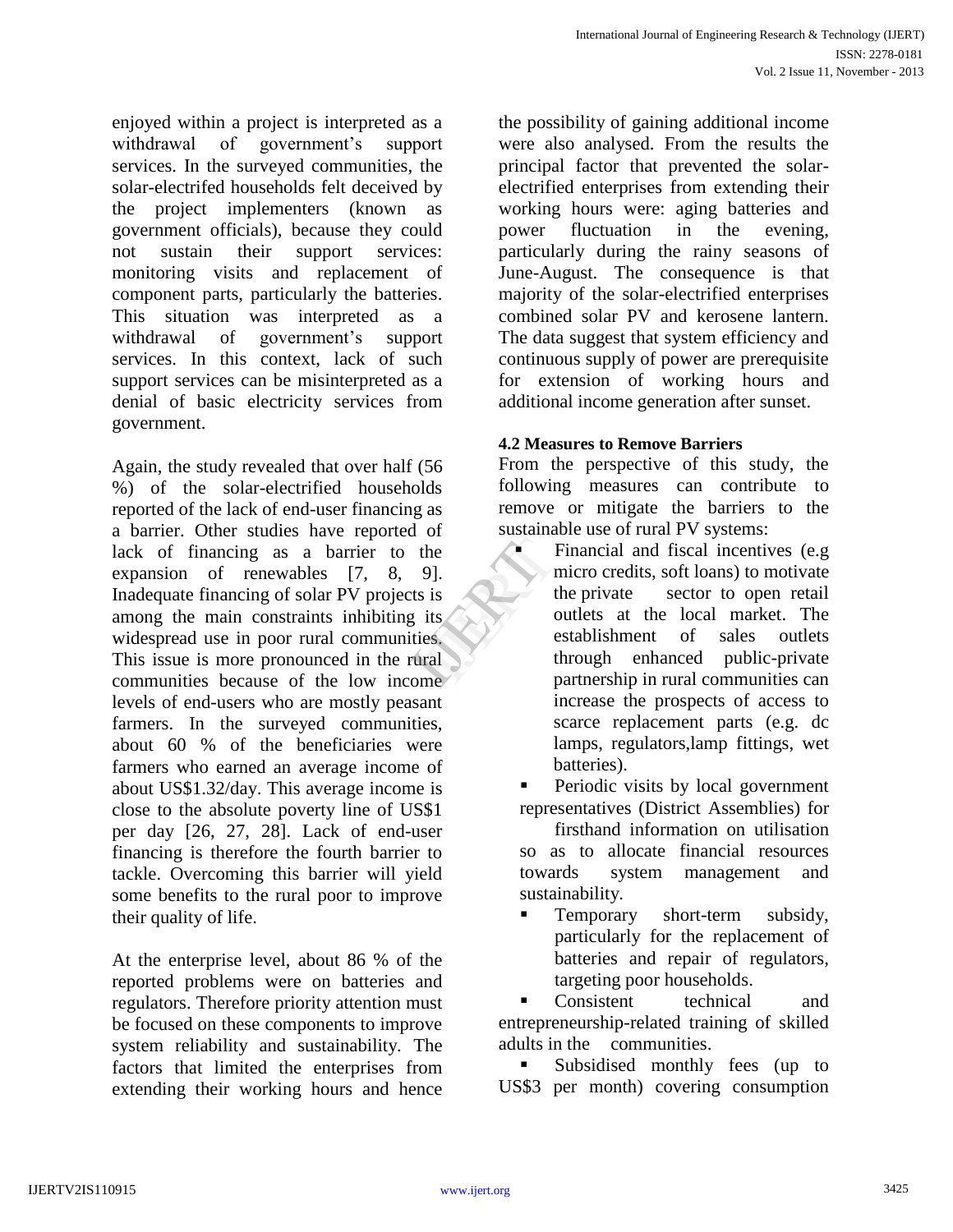enjoyed within a project is interpreted as a withdrawal of government's support services. In the surveyed communities, the solar-electrifed households felt deceived by the project implementers (known as government officials), because they could not sustain their support services: monitoring visits and replacement of component parts, particularly the batteries. This situation was interpreted as a withdrawal of government's support services. In this context, lack of such support services can be misinterpreted as a denial of basic electricity services from government.

Again, the study revealed that over half (56 %) of the solar-electrified households reported of the lack of end-user financing as a barrier. Other studies have reported of lack of financing as a barrier to the expansion of renewables [7, 8, 9]. Inadequate financing of solar PV projects is among the main constraints inhibiting its widespread use in poor rural communities. This issue is more pronounced in the rural communities because of the low income levels of end-users who are mostly peasant farmers. In the surveyed communities, about 60 % of the beneficiaries were farmers who earned an average income of about US$1.32/day. This average income is close to the absolute poverty line of US$1 per day [26, 27, 28]. Lack of end-user financing is therefore the fourth barrier to tackle. Overcoming this barrier will yield some benefits to the rural poor to improve their quality of life.

At the enterprise level, about 86 % of the reported problems were on batteries and regulators. Therefore priority attention must be focused on these components to improve system reliability and sustainability. The factors that limited the enterprises from extending their working hours and hence the possibility of gaining additional income were also analysed. From the results the principal factor that prevented the solar-electrified enterprises from extending their working hours were: aging batteries and power fluctuation in the evening, particularly during the rainy seasons of June-August. The consequence is that majority of the solar-electrified enterprises combined solar PV and kerosene lantern. The data suggest that system efficiency and continuous supply of power are prerequisite for extension of working hours and additional income generation after sunset.

#### 4.2 Measures to Remove Barriers

From the perspective of this study, the following measures can contribute to remove or mitigate the barriers to the sustainable use of rural PV systems:

- Financial and fiscal incentives (e.g micro credits, soft loans) to motivate the private sector to open retail outlets at the local market. The establishment of sales outlets through enhanced public-private partnership in rural communities can increase the prospects of access to scarce replacement parts (e.g. dc lamps, regulators,lamp fittings, wet batteries).
- Periodic visits by local government representatives (District Assemblies) for firsthand information on utilisation so as to allocate financial resources towards system management and sustainability.
- Temporary short-term subsidy, particularly for the replacement of batteries and repair of regulators, targeting poor households.
- Consistent technical and entrepreneurship-related training of skilled adults in the communities.
- Subsidised monthly fees (up to US$3 per month) covering consumption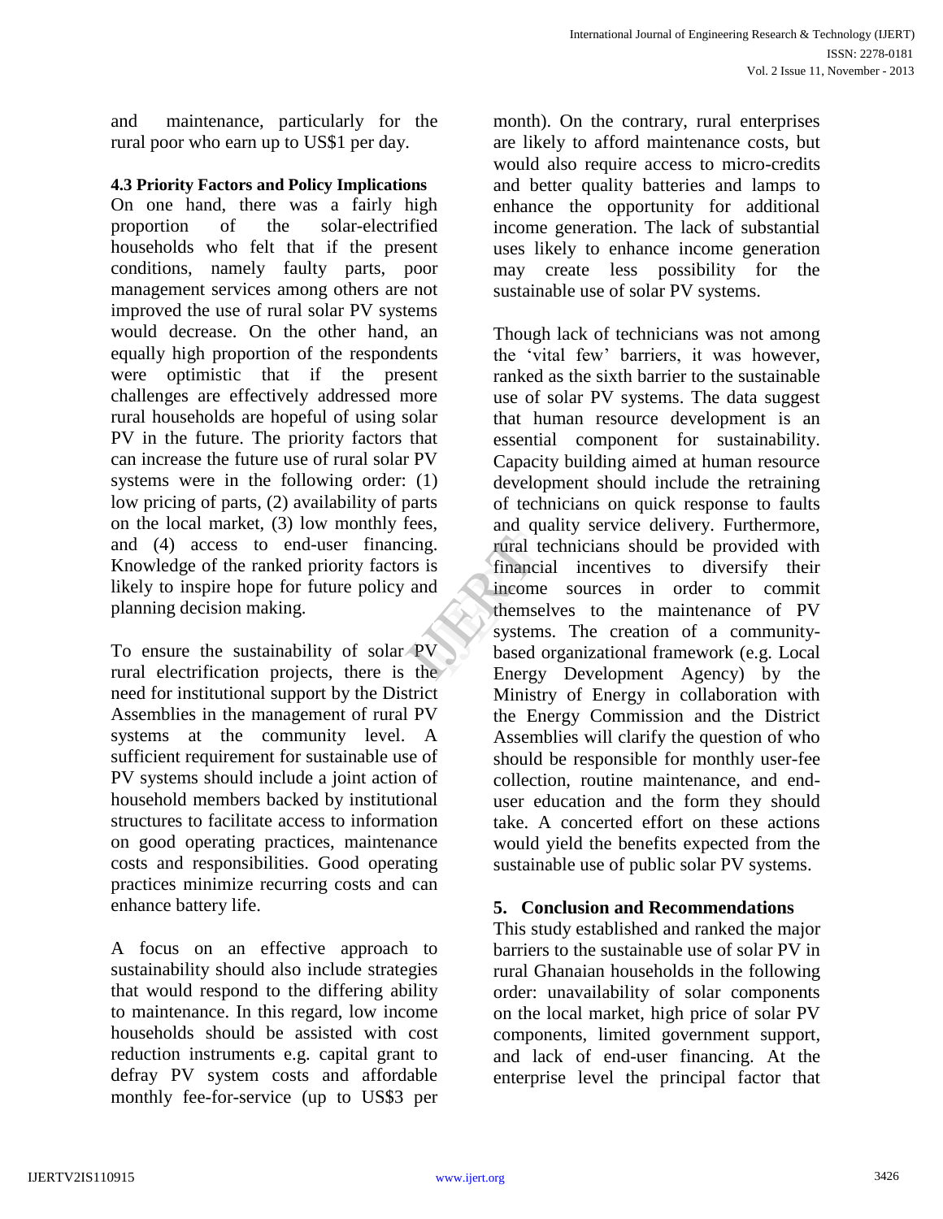and maintenance, particularly for the rural poor who earn up to US$1 per day.

### 4.3 Priority Factors and Policy Implications

On one hand, there was a fairly high proportion of the solar-electrified households who felt that if the present conditions, namely faulty parts, poor management services among others are not improved the use of rural solar PV systems would decrease. On the other hand, an equally high proportion of the respondents were optimistic that if the present challenges are effectively addressed more rural households are hopeful of using solar PV in the future. The priority factors that can increase the future use of rural solar PV systems were in the following order: (1) low pricing of parts, (2) availability of parts on the local market, (3) low monthly fees, and (4) access to end-user financing. Knowledge of the ranked priority factors is likely to inspire hope for future policy and planning decision making.

To ensure the sustainability of solar PV rural electrification projects, there is the need for institutional support by the District Assemblies in the management of rural PV systems at the community level. A sufficient requirement for sustainable use of PV systems should include a joint action of household members backed by institutional structures to facilitate access to information on good operating practices, maintenance costs and responsibilities. Good operating practices minimize recurring costs and can enhance battery life.

A focus on an effective approach to sustainability should also include strategies that would respond to the differing ability to maintenance. In this regard, low income households should be assisted with cost reduction instruments e.g. capital grant to defray PV system costs and affordable monthly fee-for-service (up to US$3 per month). On the contrary, rural enterprises are likely to afford maintenance costs, but would also require access to micro-credits and better quality batteries and lamps to enhance the opportunity for additional income generation. The lack of substantial uses likely to enhance income generation may create less possibility for the sustainable use of solar PV systems.

Though lack of technicians was not among the 'vital few' barriers, it was however, ranked as the sixth barrier to the sustainable use of solar PV systems. The data suggest that human resource development is an essential component for sustainability. Capacity building aimed at human resource development should include the retraining of technicians on quick response to faults and quality service delivery. Furthermore, rural technicians should be provided with financial incentives to diversify their income sources in order to commit themselves to the maintenance of PV systems. The creation of a community-based organizational framework (e.g. Local Energy Development Agency) by the Ministry of Energy in collaboration with the Energy Commission and the District Assemblies will clarify the question of who should be responsible for monthly user-fee collection, routine maintenance, and end-user education and the form they should take. A concerted effort on these actions would yield the benefits expected from the sustainable use of public solar PV systems.

## 5. Conclusion and Recommendations

This study established and ranked the major barriers to the sustainable use of solar PV in rural Ghanaian households in the following order: unavailability of solar components on the local market, high price of solar PV components, limited government support, and lack of end-user financing. At the enterprise level the principal factor that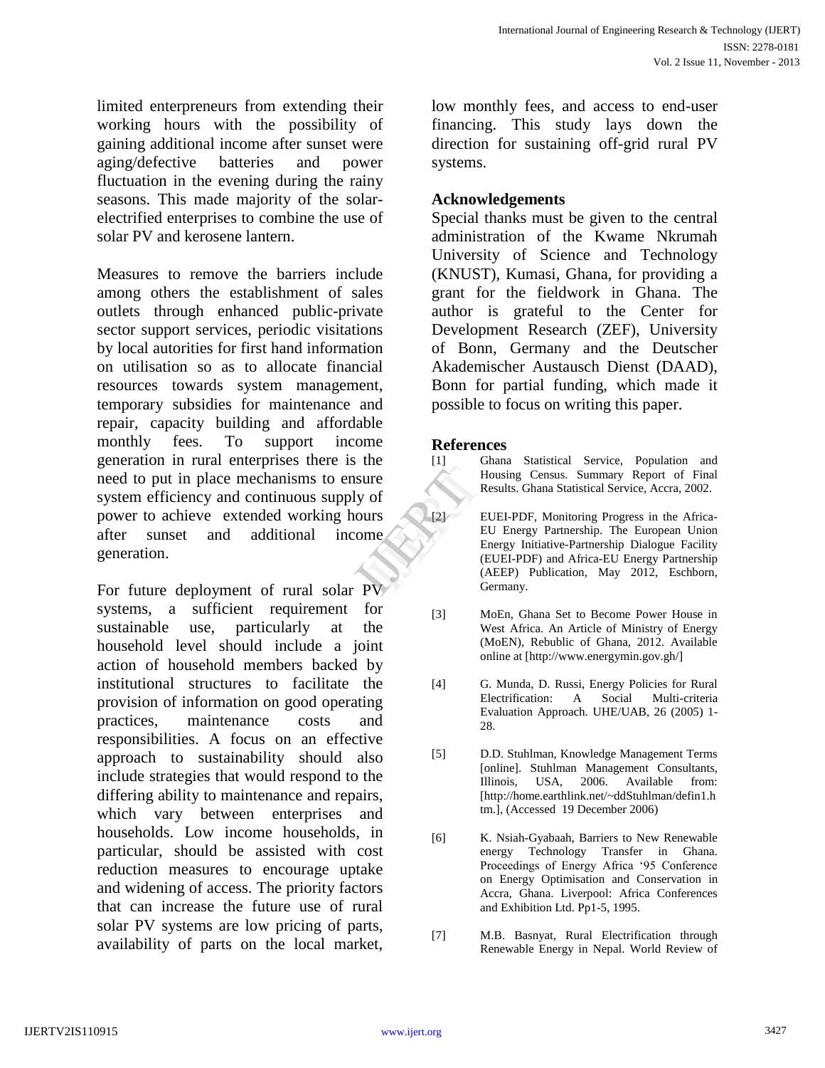limited enterpreneurs from extending their working hours with the possibility of gaining additional income after sunset were aging/defective batteries and power fluctuation in the evening during the rainy seasons. This made majority of the solar-electrified enterprises to combine the use of solar PV and kerosene lantern.

Measures to remove the barriers include among others the establishment of sales outlets through enhanced public-private sector support services, periodic visitations by local autorities for first hand information on utilisation so as to allocate financial resources towards system management, temporary subsidies for maintenance and repair, capacity building and affordable monthly fees. To support income generation in rural enterprises there is the need to put in place mechanisms to ensure system efficiency and continuous supply of power to achieve extended working hours after sunset and additional income generation.

For future deployment of rural solar PV systems, a sufficient requirement for sustainable use, particularly at the household level should include a joint action of household members backed by institutional structures to facilitate the provision of information on good operating practices, maintenance costs and responsibilities. A focus on an effective approach to sustainability should also include strategies that would respond to the differing ability to maintenance and repairs, which vary between enterprises and households. Low income households, in particular, should be assisted with cost reduction measures to encourage uptake and widening of access. The priority factors that can increase the future use of rural solar PV systems are low pricing of parts, availability of parts on the local market, low monthly fees, and access to end-user financing. This study lays down the direction for sustaining off-grid rural PV systems.

## Acknowledgements

Special thanks must be given to the central administration of the Kwame Nkrumah University of Science and Technology (KNUST), Kumasi, Ghana, for providing a grant for the fieldwork in Ghana. The author is grateful to the Center for Development Research (ZEF), University of Bonn, Germany and the Deutscher Akademischer Austausch Dienst (DAAD), Bonn for partial funding, which made it possible to focus on writing this paper.

## References

[1] Ghana Statistical Service, Population and Housing Census. Summary Report of Final Results. Ghana Statistical Service, Accra, 2002.

[2] EUEI-PDF, Monitoring Progress in the Africa-EU Energy Partnership. The European Union Energy Initiative-Partnership Dialogue Facility (EUEI-PDF) and Africa-EU Energy Partnership (AEEP) Publication, May 2012, Eschborn, Germany.

[3] MoEn, Ghana Set to Become Power House in West Africa. An Article of Ministry of Energy (MoEN), Rebublic of Ghana, 2012. Available online at [http://www.energymin.gov.gh/]

[4] G. Munda, D. Russi, Energy Policies for Rural Electrification: A Social Multi-criteria Evaluation Approach. UHE/UAB, 26 (2005) 1-28.

[5] D.D. Stuhlman, Knowledge Management Terms [online]. Stuhlman Management Consultants, Illinois, USA, 2006. Available from: [http://home.earthlink.net/~ddStuhlman/defin1.htm.], (Accessed 19 December 2006)

[6] K. Nsiah-Gyabaah, Barriers to New Renewable energy Technology Transfer in Ghana. Proceedings of Energy Africa '95 Conference on Energy Optimisation and Conservation in Accra, Ghana. Liverpool: Africa Conferences and Exhibition Ltd. Pp1-5, 1995.

[7] M.B. Basnyat, Rural Electrification through Renewable Energy in Nepal. World Review of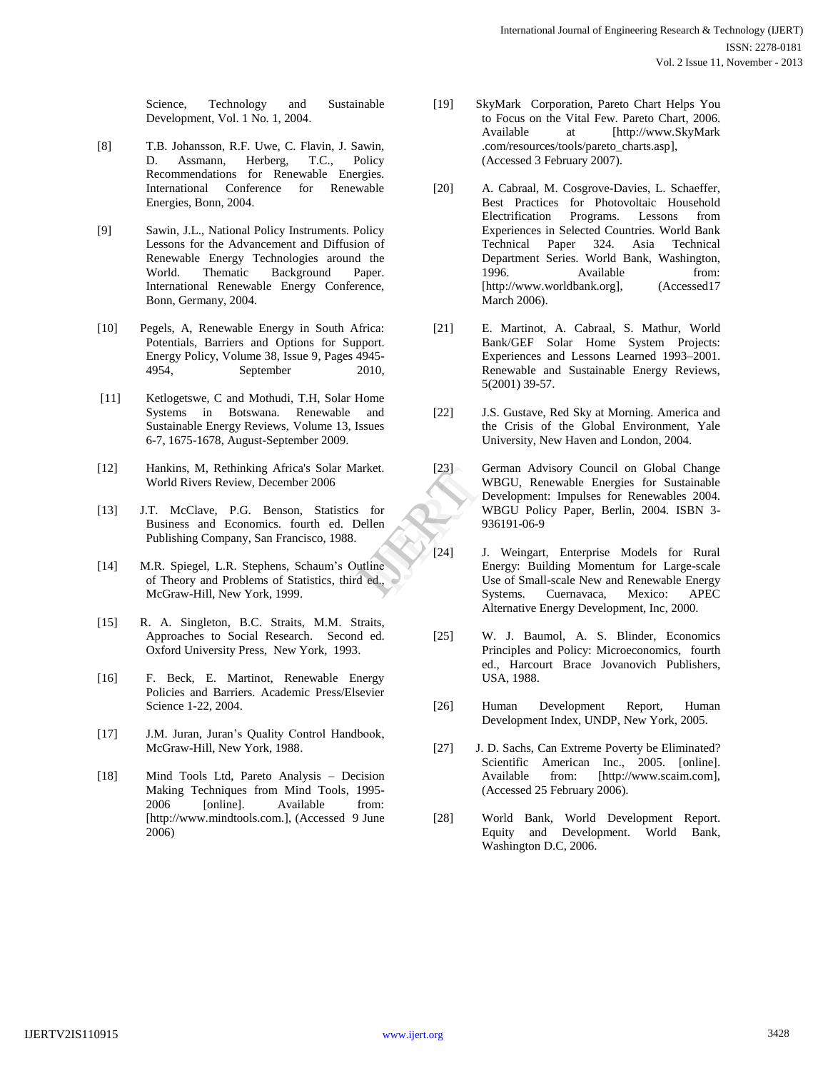Science, Technology and Sustainable Development, Vol. 1 No. 1, 2004.

[8] T.B. Johansson, R.F. Uwe, C. Flavin, J. Sawin, D. Assmann, Herberg, T.C., Policy Recommendations for Renewable Energies. International Conference for Renewable Energies, Bonn, 2004.

[9] Sawin, J.L., National Policy Instruments. Policy Lessons for the Advancement and Diffusion of Renewable Energy Technologies around the World. Thematic Background Paper. International Renewable Energy Conference, Bonn, Germany, 2004.

[10] Pegels, A, Renewable Energy in South Africa: Potentials, Barriers and Options for Support. Energy Policy, Volume 38, Issue 9, Pages 4945-4954, September 2010,

[11] Ketlogetswe, C and Mothudi, T.H, Solar Home Systems in Botswana. Renewable and Sustainable Energy Reviews, Volume 13, Issues 6-7, 1675-1678, August-September 2009.

[12] Hankins, M, Rethinking Africa's Solar Market. World Rivers Review, December 2006

[13] J.T. McClave, P.G. Benson, Statistics for Business and Economics. fourth ed. Dellen Publishing Company, San Francisco, 1988.

[14] M.R. Spiegel, L.R. Stephens, Schaum's Outline of Theory and Problems of Statistics, third ed., McGraw-Hill, New York, 1999.

[15] R. A. Singleton, B.C. Straits, M.M. Straits, Approaches to Social Research. Second ed. Oxford University Press, New York, 1993.

[16] F. Beck, E. Martinot, Renewable Energy Policies and Barriers. Academic Press/Elsevier Science 1-22, 2004.

[17] J.M. Juran, Juran's Quality Control Handbook, McGraw-Hill, New York, 1988.

[18] Mind Tools Ltd, Pareto Analysis – Decision Making Techniques from Mind Tools, 1995-2006 [online]. Available from: [http://www.mindtools.com.], (Accessed 9 June 2006)

[19] SkyMark Corporation, Pareto Chart Helps You to Focus on the Vital Few. Pareto Chart, 2006. Available at [http://www.SkyMark .com/resources/tools/pareto_charts.asp], (Accessed 3 February 2007).

[20] A. Cabraal, M. Cosgrove-Davies, L. Schaeffer, Best Practices for Photovoltaic Household Electrification Programs. Lessons from Experiences in Selected Countries. World Bank Technical Paper 324. Asia Technical Department Series. World Bank, Washington, 1996. Available from: [http://www.worldbank.org], (Accessed17 March 2006).

[21] E. Martinot, A. Cabraal, S. Mathur, World Bank/GEF Solar Home System Projects: Experiences and Lessons Learned 1993–2001. Renewable and Sustainable Energy Reviews, 5(2001) 39-57.

[22] J.S. Gustave, Red Sky at Morning. America and the Crisis of the Global Environment, Yale University, New Haven and London, 2004.

[23] German Advisory Council on Global Change WBGU, Renewable Energies for Sustainable Development: Impulses for Renewables 2004. WBGU Policy Paper, Berlin, 2004. ISBN 3-936191-06-9

[24] J. Weingart, Enterprise Models for Rural Energy: Building Momentum for Large-scale Use of Small-scale New and Renewable Energy Systems. Cuernavaca, Mexico: APEC Alternative Energy Development, Inc, 2000.

[25] W. J. Baumol, A. S. Blinder, Economics Principles and Policy: Microeconomics, fourth ed., Harcourt Brace Jovanovich Publishers, USA, 1988.

[26] Human Development Report, Human Development Index, UNDP, New York, 2005.

[27] J. D. Sachs, Can Extreme Poverty be Eliminated? Scientific American Inc., 2005. [online]. Available from: [http://www.scaim.com], (Accessed 25 February 2006).

[28] World Bank, World Development Report. Equity and Development. World Bank, Washington D.C, 2006.